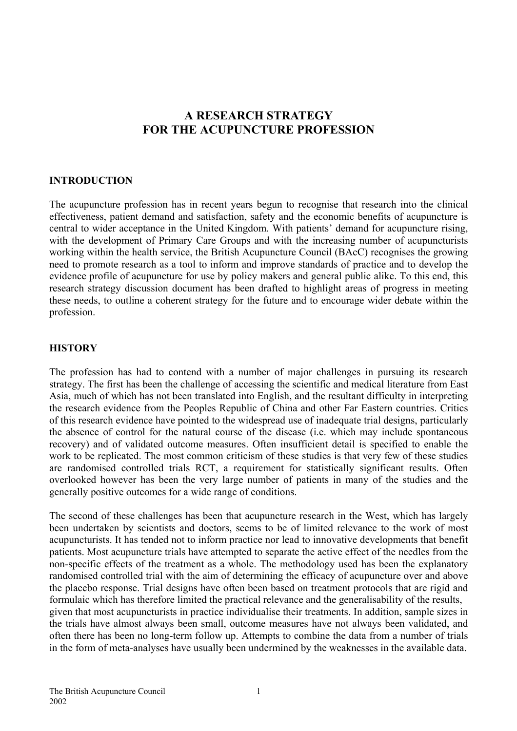# A RESEARCH STRATEGY FOR THE ACUPUNCTURE PROFESSION

## INTRODUCTION

The acupuncture profession has in recent years begun to recognise that research into the clinical effectiveness, patient demand and satisfaction, safety and the economic benefits of acupuncture is central to wider acceptance in the United Kingdom. With patients' demand for acupuncture rising, with the development of Primary Care Groups and with the increasing number of acupuncturists working within the health service, the British Acupuncture Council (BAcC) recognises the growing need to promote research as a tool to inform and improve standards of practice and to develop the evidence profile of acupuncture for use by policy makers and general public alike. To this end, this research strategy discussion document has been drafted to highlight areas of progress in meeting these needs, to outline a coherent strategy for the future and to encourage wider debate within the profession.

## HISTORY

The profession has had to contend with a number of major challenges in pursuing its research strategy. The first has been the challenge of accessing the scientific and medical literature from East Asia, much of which has not been translated into English, and the resultant difficulty in interpreting the research evidence from the Peoples Republic of China and other Far Eastern countries. Critics of this research evidence have pointed to the widespread use of inadequate trial designs, particularly the absence of control for the natural course of the disease (i.e. which may include spontaneous recovery) and of validated outcome measures. Often insufficient detail is specified to enable the work to be replicated. The most common criticism of these studies is that very few of these studies are randomised controlled trials RCT, a requirement for statistically significant results. Often overlooked however has been the very large number of patients in many of the studies and the generally positive outcomes for a wide range of conditions.

The second of these challenges has been that acupuncture research in the West, which has largely been undertaken by scientists and doctors, seems to be of limited relevance to the work of most acupuncturists. It has tended not to inform practice nor lead to innovative developments that benefit patients. Most acupuncture trials have attempted to separate the active effect of the needles from the non-specific effects of the treatment as a whole. The methodology used has been the explanatory randomised controlled trial with the aim of determining the efficacy of acupuncture over and above the placebo response. Trial designs have often been based on treatment protocols that are rigid and formulaic which has therefore limited the practical relevance and the generalisability of the results, given that most acupuncturists in practice individualise their treatments. In addition, sample sizes in the trials have almost always been small, outcome measures have not always been validated, and often there has been no long-term follow up. Attempts to combine the data from a number of trials in the form of meta-analyses have usually been undermined by the weaknesses in the available data.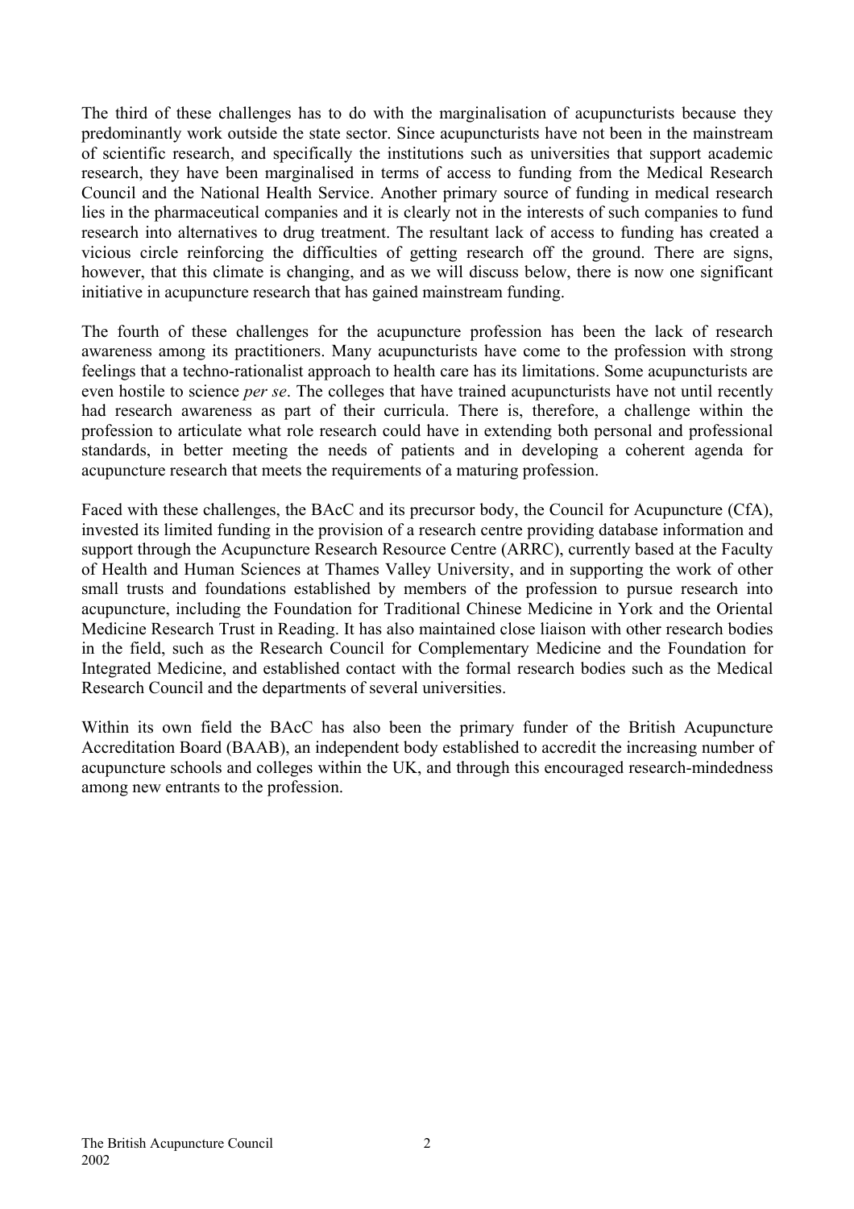The third of these challenges has to do with the marginalisation of acupuncturists because they predominantly work outside the state sector. Since acupuncturists have not been in the mainstream of scientific research, and specifically the institutions such as universities that support academic research, they have been marginalised in terms of access to funding from the Medical Research Council and the National Health Service. Another primary source of funding in medical research lies in the pharmaceutical companies and it is clearly not in the interests of such companies to fund research into alternatives to drug treatment. The resultant lack of access to funding has created a vicious circle reinforcing the difficulties of getting research off the ground. There are signs, however, that this climate is changing, and as we will discuss below, there is now one significant initiative in acupuncture research that has gained mainstream funding.

The fourth of these challenges for the acupuncture profession has been the lack of research awareness among its practitioners. Many acupuncturists have come to the profession with strong feelings that a techno-rationalist approach to health care has its limitations. Some acupuncturists are even hostile to science *per se*. The colleges that have trained acupuncturists have not until recently had research awareness as part of their curricula. There is, therefore, a challenge within the profession to articulate what role research could have in extending both personal and professional standards, in better meeting the needs of patients and in developing a coherent agenda for acupuncture research that meets the requirements of a maturing profession.

Faced with these challenges, the BAcC and its precursor body, the Council for Acupuncture (CfA), invested its limited funding in the provision of a research centre providing database information and support through the Acupuncture Research Resource Centre (ARRC), currently based at the Faculty of Health and Human Sciences at Thames Valley University, and in supporting the work of other small trusts and foundations established by members of the profession to pursue research into acupuncture, including the Foundation for Traditional Chinese Medicine in York and the Oriental Medicine Research Trust in Reading. It has also maintained close liaison with other research bodies in the field, such as the Research Council for Complementary Medicine and the Foundation for Integrated Medicine, and established contact with the formal research bodies such as the Medical Research Council and the departments of several universities.

Within its own field the BAcC has also been the primary funder of the British Acupuncture Accreditation Board (BAAB), an independent body established to accredit the increasing number of acupuncture schools and colleges within the UK, and through this encouraged research-mindedness among new entrants to the profession.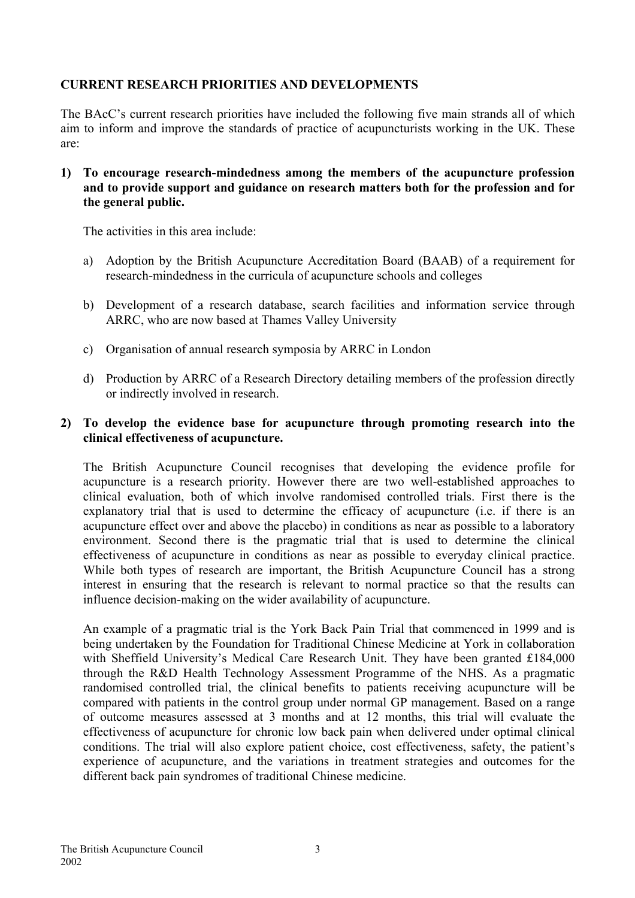## CURRENT RESEARCH PRIORITIES AND DEVELOPMENTS

The BAcC's current research priorities have included the following five main strands all of which aim to inform and improve the standards of practice of acupuncturists working in the UK. These are:

1) **To encourage research-mindedness among the members of the acupuncture profession and to provide support and guidance on research matters both for the profession and for the general public.**

   The activities in this area include:

   a) Adoption by the British Acupuncture Accreditation Board (BAAB) of a requirement for research-mindedness in the curricula of acupuncture schools and colleges

   b) Development of a research database, search facilities and information service through ARRC, who are now based at Thames Valley University

   c) Organisation of annual research symposia by ARRC in London

   d) Production by ARRC of a Research Directory detailing members of the profession directly or indirectly involved in research.

2) **To develop the evidence base for acupuncture through promoting research into the clinical effectiveness of acupuncture.**

   The British Acupuncture Council recognises that developing the evidence profile for acupuncture is a research priority. However there are two well-established approaches to clinical evaluation, both of which involve randomised controlled trials. First there is the explanatory trial that is used to determine the efficacy of acupuncture (i.e. if there is an acupuncture effect over and above the placebo) in conditions as near as possible to a laboratory environment. Second there is the pragmatic trial that is used to determine the clinical effectiveness of acupuncture in conditions as near as possible to everyday clinical practice. While both types of research are important, the British Acupuncture Council has a strong interest in ensuring that the research is relevant to normal practice so that the results can influence decision-making on the wider availability of acupuncture.

   An example of a pragmatic trial is the York Back Pain Trial that commenced in 1999 and is being undertaken by the Foundation for Traditional Chinese Medicine at York in collaboration with Sheffield University's Medical Care Research Unit. They have been granted £184,000 through the R&D Health Technology Assessment Programme of the NHS. As a pragmatic randomised controlled trial, the clinical benefits to patients receiving acupuncture will be compared with patients in the control group under normal GP management. Based on a range of outcome measures assessed at 3 months and at 12 months, this trial will evaluate the effectiveness of acupuncture for chronic low back pain when delivered under optimal clinical conditions. The trial will also explore patient choice, cost effectiveness, safety, the patient's experience of acupuncture, and the variations in treatment strategies and outcomes for the different back pain syndromes of traditional Chinese medicine.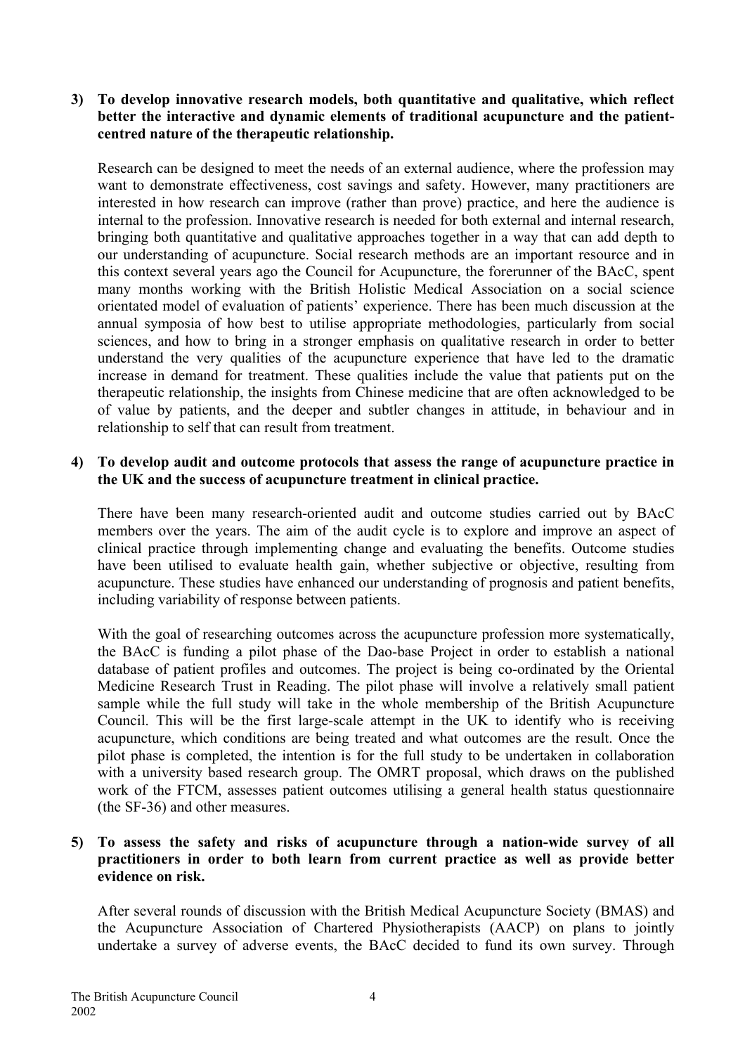**3) To develop innovative research models, both quantitative and qualitative, which reflect better the interactive and dynamic elements of traditional acupuncture and the patient-centred nature of the therapeutic relationship.**

Research can be designed to meet the needs of an external audience, where the profession may want to demonstrate effectiveness, cost savings and safety. However, many practitioners are interested in how research can improve (rather than prove) practice, and here the audience is internal to the profession. Innovative research is needed for both external and internal research, bringing both quantitative and qualitative approaches together in a way that can add depth to our understanding of acupuncture. Social research methods are an important resource and in this context several years ago the Council for Acupuncture, the forerunner of the BAcC, spent many months working with the British Holistic Medical Association on a social science orientated model of evaluation of patients' experience. There has been much discussion at the annual symposia of how best to utilise appropriate methodologies, particularly from social sciences, and how to bring in a stronger emphasis on qualitative research in order to better understand the very qualities of the acupuncture experience that have led to the dramatic increase in demand for treatment. These qualities include the value that patients put on the therapeutic relationship, the insights from Chinese medicine that are often acknowledged to be of value by patients, and the deeper and subtler changes in attitude, in behaviour and in relationship to self that can result from treatment.

**4) To develop audit and outcome protocols that assess the range of acupuncture practice in the UK and the success of acupuncture treatment in clinical practice.**

There have been many research-oriented audit and outcome studies carried out by BAcC members over the years. The aim of the audit cycle is to explore and improve an aspect of clinical practice through implementing change and evaluating the benefits. Outcome studies have been utilised to evaluate health gain, whether subjective or objective, resulting from acupuncture. These studies have enhanced our understanding of prognosis and patient benefits, including variability of response between patients.

With the goal of researching outcomes across the acupuncture profession more systematically, the BAcC is funding a pilot phase of the Dao-base Project in order to establish a national database of patient profiles and outcomes. The project is being co-ordinated by the Oriental Medicine Research Trust in Reading. The pilot phase will involve a relatively small patient sample while the full study will take in the whole membership of the British Acupuncture Council. This will be the first large-scale attempt in the UK to identify who is receiving acupuncture, which conditions are being treated and what outcomes are the result. Once the pilot phase is completed, the intention is for the full study to be undertaken in collaboration with a university based research group. The OMRT proposal, which draws on the published work of the FTCM, assesses patient outcomes utilising a general health status questionnaire (the SF-36) and other measures.

**5) To assess the safety and risks of acupuncture through a nation-wide survey of all practitioners in order to both learn from current practice as well as provide better evidence on risk.**

After several rounds of discussion with the British Medical Acupuncture Society (BMAS) and the Acupuncture Association of Chartered Physiotherapists (AACP) on plans to jointly undertake a survey of adverse events, the BAcC decided to fund its own survey. Through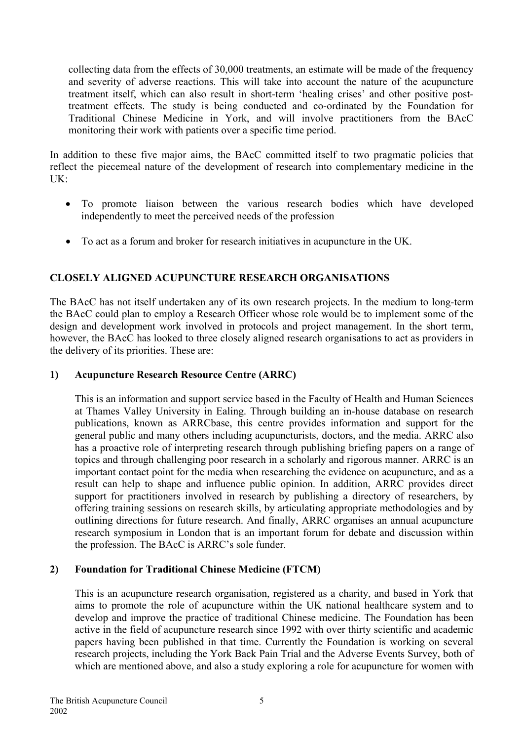collecting data from the effects of 30,000 treatments, an estimate will be made of the frequency and severity of adverse reactions. This will take into account the nature of the acupuncture treatment itself, which can also result in short-term 'healing crises' and other positive post-treatment effects. The study is being conducted and co-ordinated by the Foundation for Traditional Chinese Medicine in York, and will involve practitioners from the BAcC monitoring their work with patients over a specific time period.

In addition to these five major aims, the BAcC committed itself to two pragmatic policies that reflect the piecemeal nature of the development of research into complementary medicine in the UK:

- To promote liaison between the various research bodies which have developed independently to meet the perceived needs of the profession
- To act as a forum and broker for research initiatives in acupuncture in the UK.

## CLOSELY ALIGNED ACUPUNCTURE RESEARCH ORGANISATIONS

The BAcC has not itself undertaken any of its own research projects. In the medium to long-term the BAcC could plan to employ a Research Officer whose role would be to implement some of the design and development work involved in protocols and project management. In the short term, however, the BAcC has looked to three closely aligned research organisations to act as providers in the delivery of its priorities. These are:

### 1) Acupuncture Research Resource Centre (ARRC)

This is an information and support service based in the Faculty of Health and Human Sciences at Thames Valley University in Ealing. Through building an in-house database on research publications, known as ARRCbase, this centre provides information and support for the general public and many others including acupuncturists, doctors, and the media. ARRC also has a proactive role of interpreting research through publishing briefing papers on a range of topics and through challenging poor research in a scholarly and rigorous manner. ARRC is an important contact point for the media when researching the evidence on acupuncture, and as a result can help to shape and influence public opinion. In addition, ARRC provides direct support for practitioners involved in research by publishing a directory of researchers, by offering training sessions on research skills, by articulating appropriate methodologies and by outlining directions for future research. And finally, ARRC organises an annual acupuncture research symposium in London that is an important forum for debate and discussion within the profession. The BAcC is ARRC's sole funder.

### 2) Foundation for Traditional Chinese Medicine (FTCM)

This is an acupuncture research organisation, registered as a charity, and based in York that aims to promote the role of acupuncture within the UK national healthcare system and to develop and improve the practice of traditional Chinese medicine. The Foundation has been active in the field of acupuncture research since 1992 with over thirty scientific and academic papers having been published in that time. Currently the Foundation is working on several research projects, including the York Back Pain Trial and the Adverse Events Survey, both of which are mentioned above, and also a study exploring a role for acupuncture for women with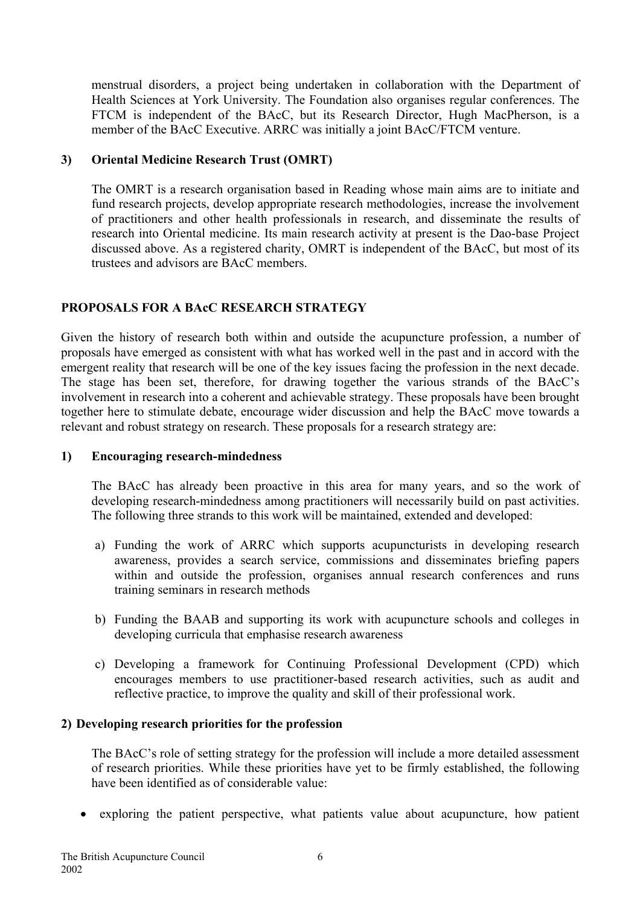menstrual disorders, a project being undertaken in collaboration with the Department of Health Sciences at York University. The Foundation also organises regular conferences. The FTCM is independent of the BAcC, but its Research Director, Hugh MacPherson, is a member of the BAcC Executive. ARRC was initially a joint BAcC/FTCM venture.

### 3) Oriental Medicine Research Trust (OMRT)

The OMRT is a research organisation based in Reading whose main aims are to initiate and fund research projects, develop appropriate research methodologies, increase the involvement of practitioners and other health professionals in research, and disseminate the results of research into Oriental medicine. Its main research activity at present is the Dao-base Project discussed above. As a registered charity, OMRT is independent of the BAcC, but most of its trustees and advisors are BAcC members.

## PROPOSALS FOR A BAcC RESEARCH STRATEGY

Given the history of research both within and outside the acupuncture profession, a number of proposals have emerged as consistent with what has worked well in the past and in accord with the emergent reality that research will be one of the key issues facing the profession in the next decade. The stage has been set, therefore, for drawing together the various strands of the BAcC's involvement in research into a coherent and achievable strategy. These proposals have been brought together here to stimulate debate, encourage wider discussion and help the BAcC move towards a relevant and robust strategy on research. These proposals for a research strategy are:

### 1) Encouraging research-mindedness

The BAcC has already been proactive in this area for many years, and so the work of developing research-mindedness among practitioners will necessarily build on past activities. The following three strands to this work will be maintained, extended and developed:

a) Funding the work of ARRC which supports acupuncturists in developing research awareness, provides a search service, commissions and disseminates briefing papers within and outside the profession, organises annual research conferences and runs training seminars in research methods

b) Funding the BAAB and supporting its work with acupuncture schools and colleges in developing curricula that emphasise research awareness

c) Developing a framework for Continuing Professional Development (CPD) which encourages members to use practitioner-based research activities, such as audit and reflective practice, to improve the quality and skill of their professional work.

### 2) Developing research priorities for the profession

The BAcC's role of setting strategy for the profession will include a more detailed assessment of research priorities. While these priorities have yet to be firmly established, the following have been identified as of considerable value:

- exploring the patient perspective, what patients value about acupuncture, how patient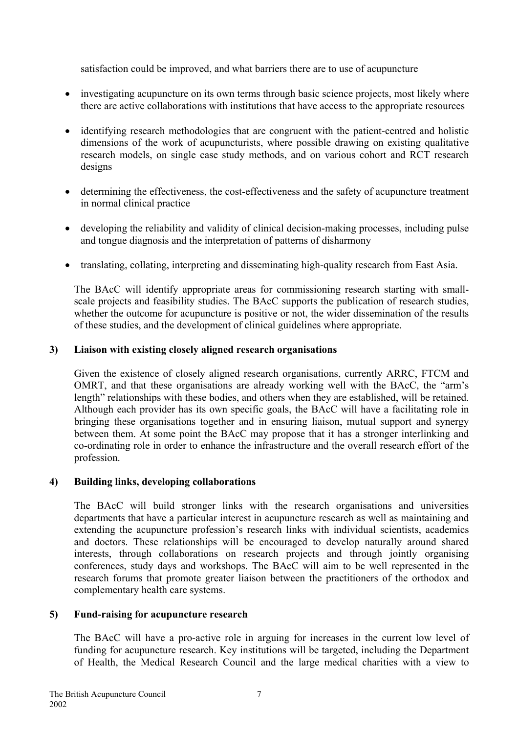satisfaction could be improved, and what barriers there are to use of acupuncture

- investigating acupuncture on its own terms through basic science projects, most likely where there are active collaborations with institutions that have access to the appropriate resources
- identifying research methodologies that are congruent with the patient-centred and holistic dimensions of the work of acupuncturists, where possible drawing on existing qualitative research models, on single case study methods, and on various cohort and RCT research designs
- determining the effectiveness, the cost-effectiveness and the safety of acupuncture treatment in normal clinical practice
- developing the reliability and validity of clinical decision-making processes, including pulse and tongue diagnosis and the interpretation of patterns of disharmony
- translating, collating, interpreting and disseminating high-quality research from East Asia.

The BAcC will identify appropriate areas for commissioning research starting with small-scale projects and feasibility studies. The BAcC supports the publication of research studies, whether the outcome for acupuncture is positive or not, the wider dissemination of the results of these studies, and the development of clinical guidelines where appropriate.

**3) Liaison with existing closely aligned research organisations**

Given the existence of closely aligned research organisations, currently ARRC, FTCM and OMRT, and that these organisations are already working well with the BAcC, the "arm's length" relationships with these bodies, and others when they are established, will be retained. Although each provider has its own specific goals, the BAcC will have a facilitating role in bringing these organisations together and in ensuring liaison, mutual support and synergy between them. At some point the BAcC may propose that it has a stronger interlinking and co-ordinating role in order to enhance the infrastructure and the overall research effort of the profession.

**4) Building links, developing collaborations**

The BAcC will build stronger links with the research organisations and universities departments that have a particular interest in acupuncture research as well as maintaining and extending the acupuncture profession's research links with individual scientists, academics and doctors. These relationships will be encouraged to develop naturally around shared interests, through collaborations on research projects and through jointly organising conferences, study days and workshops. The BAcC will aim to be well represented in the research forums that promote greater liaison between the practitioners of the orthodox and complementary health care systems.

**5) Fund-raising for acupuncture research**

The BAcC will have a pro-active role in arguing for increases in the current low level of funding for acupuncture research. Key institutions will be targeted, including the Department of Health, the Medical Research Council and the large medical charities with a view to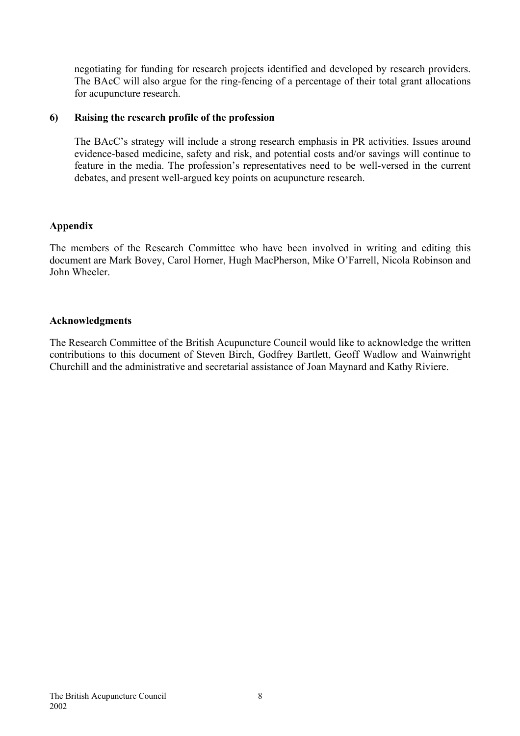negotiating for funding for research projects identified and developed by research providers. The BAcC will also argue for the ring-fencing of a percentage of their total grant allocations for acupuncture research.

**6) Raising the research profile of the profession**

The BAcC's strategy will include a strong research emphasis in PR activities. Issues around evidence-based medicine, safety and risk, and potential costs and/or savings will continue to feature in the media. The profession's representatives need to be well-versed in the current debates, and present well-argued key points on acupuncture research.

## Appendix

The members of the Research Committee who have been involved in writing and editing this document are Mark Bovey, Carol Horner, Hugh MacPherson, Mike O'Farrell, Nicola Robinson and John Wheeler.

## Acknowledgments

The Research Committee of the British Acupuncture Council would like to acknowledge the written contributions to this document of Steven Birch, Godfrey Bartlett, Geoff Wadlow and Wainwright Churchill and the administrative and secretarial assistance of Joan Maynard and Kathy Riviere.